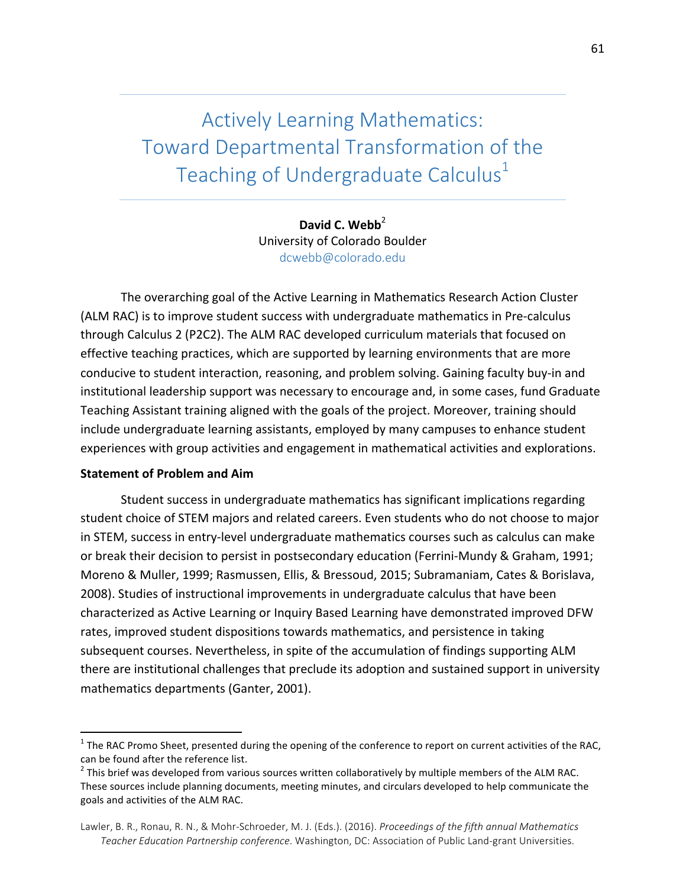# Actively Learning Mathematics: Toward Departmental Transformation of the Teaching of Undergraduate Calculus[1]

**David C. Webb**[2]
University of Colorado Boulder
dcwebb@colorado.edu

The overarching goal of the Active Learning in Mathematics Research Action Cluster (ALM RAC) is to improve student success with undergraduate mathematics in Pre-calculus through Calculus 2 (P2C2). The ALM RAC developed curriculum materials that focused on effective teaching practices, which are supported by learning environments that are more conducive to student interaction, reasoning, and problem solving. Gaining faculty buy-in and institutional leadership support was necessary to encourage and, in some cases, fund Graduate Teaching Assistant training aligned with the goals of the project. Moreover, training should include undergraduate learning assistants, employed by many campuses to enhance student experiences with group activities and engagement in mathematical activities and explorations.

## Statement of Problem and Aim

Student success in undergraduate mathematics has significant implications regarding student choice of STEM majors and related careers. Even students who do not choose to major in STEM, success in entry-level undergraduate mathematics courses such as calculus can make or break their decision to persist in postsecondary education (Ferrini-Mundy & Graham, 1991; Moreno & Muller, 1999; Rasmussen, Ellis, & Bressoud, 2015; Subramaniam, Cates & Borislava, 2008). Studies of instructional improvements in undergraduate calculus that have been characterized as Active Learning or Inquiry Based Learning have demonstrated improved DFW rates, improved student dispositions towards mathematics, and persistence in taking subsequent courses. Nevertheless, in spite of the accumulation of findings supporting ALM there are institutional challenges that preclude its adoption and sustained support in university mathematics departments (Ganter, 2001).

---

[1] The RAC Promo Sheet, presented during the opening of the conference to report on current activities of the RAC, can be found after the reference list.

[2] This brief was developed from various sources written collaboratively by multiple members of the ALM RAC. These sources include planning documents, meeting minutes, and circulars developed to help communicate the goals and activities of the ALM RAC.

Lawler, B. R., Ronau, R. N., & Mohr-Schroeder, M. J. (Eds.). (2016). *Proceedings of the fifth annual Mathematics Teacher Education Partnership conference*. Washington, DC: Association of Public Land-grant Universities.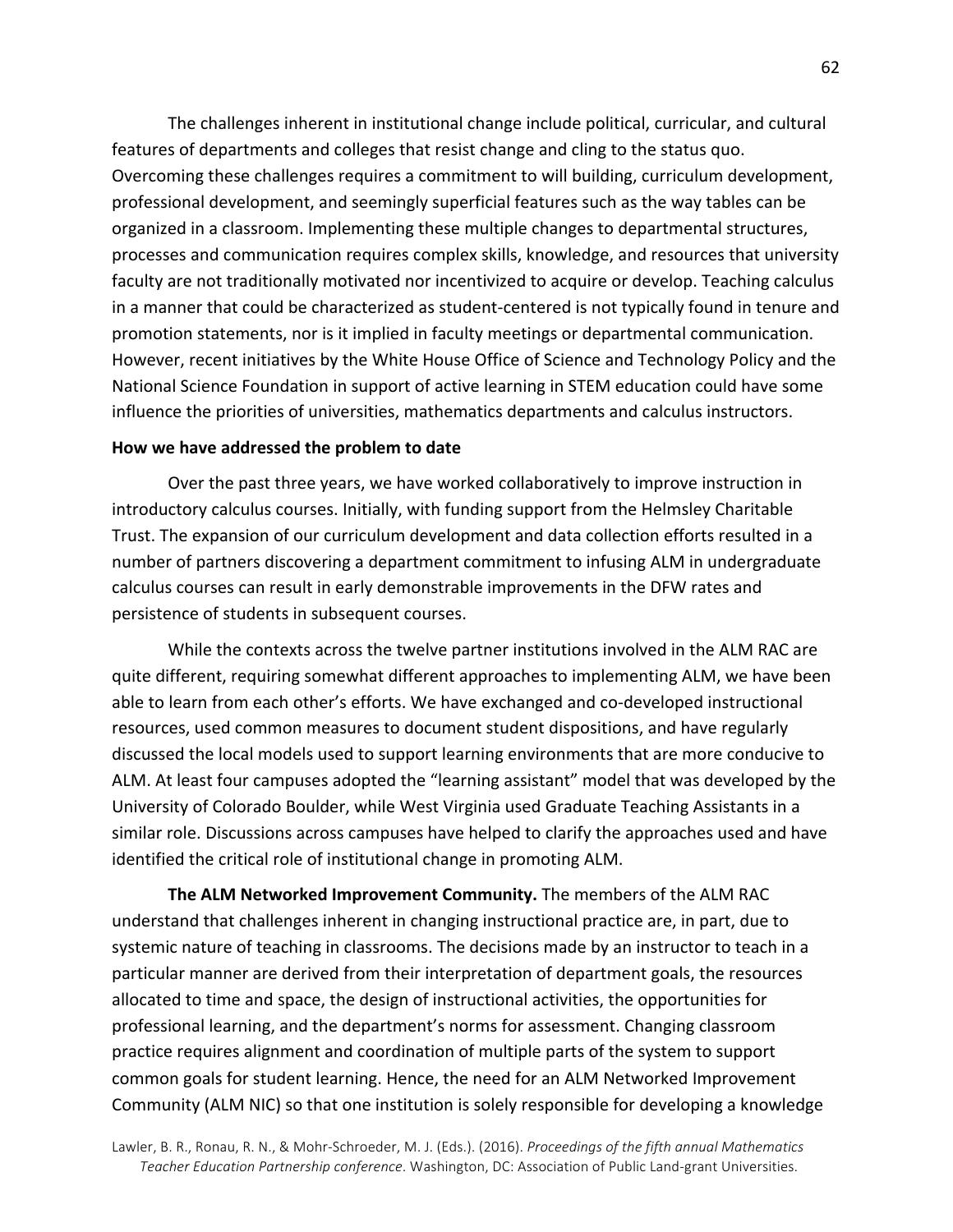The challenges inherent in institutional change include political, curricular, and cultural features of departments and colleges that resist change and cling to the status quo. Overcoming these challenges requires a commitment to will building, curriculum development, professional development, and seemingly superficial features such as the way tables can be organized in a classroom. Implementing these multiple changes to departmental structures, processes and communication requires complex skills, knowledge, and resources that university faculty are not traditionally motivated nor incentivized to acquire or develop. Teaching calculus in a manner that could be characterized as student-centered is not typically found in tenure and promotion statements, nor is it implied in faculty meetings or departmental communication. However, recent initiatives by the White House Office of Science and Technology Policy and the National Science Foundation in support of active learning in STEM education could have some influence the priorities of universities, mathematics departments and calculus instructors.

**How we have addressed the problem to date**

Over the past three years, we have worked collaboratively to improve instruction in introductory calculus courses. Initially, with funding support from the Helmsley Charitable Trust. The expansion of our curriculum development and data collection efforts resulted in a number of partners discovering a department commitment to infusing ALM in undergraduate calculus courses can result in early demonstrable improvements in the DFW rates and persistence of students in subsequent courses.

While the contexts across the twelve partner institutions involved in the ALM RAC are quite different, requiring somewhat different approaches to implementing ALM, we have been able to learn from each other's efforts. We have exchanged and co-developed instructional resources, used common measures to document student dispositions, and have regularly discussed the local models used to support learning environments that are more conducive to ALM. At least four campuses adopted the "learning assistant" model that was developed by the University of Colorado Boulder, while West Virginia used Graduate Teaching Assistants in a similar role. Discussions across campuses have helped to clarify the approaches used and have identified the critical role of institutional change in promoting ALM.

**The ALM Networked Improvement Community.** The members of the ALM RAC understand that challenges inherent in changing instructional practice are, in part, due to systemic nature of teaching in classrooms. The decisions made by an instructor to teach in a particular manner are derived from their interpretation of department goals, the resources allocated to time and space, the design of instructional activities, the opportunities for professional learning, and the department's norms for assessment. Changing classroom practice requires alignment and coordination of multiple parts of the system to support common goals for student learning. Hence, the need for an ALM Networked Improvement Community (ALM NIC) so that one institution is solely responsible for developing a knowledge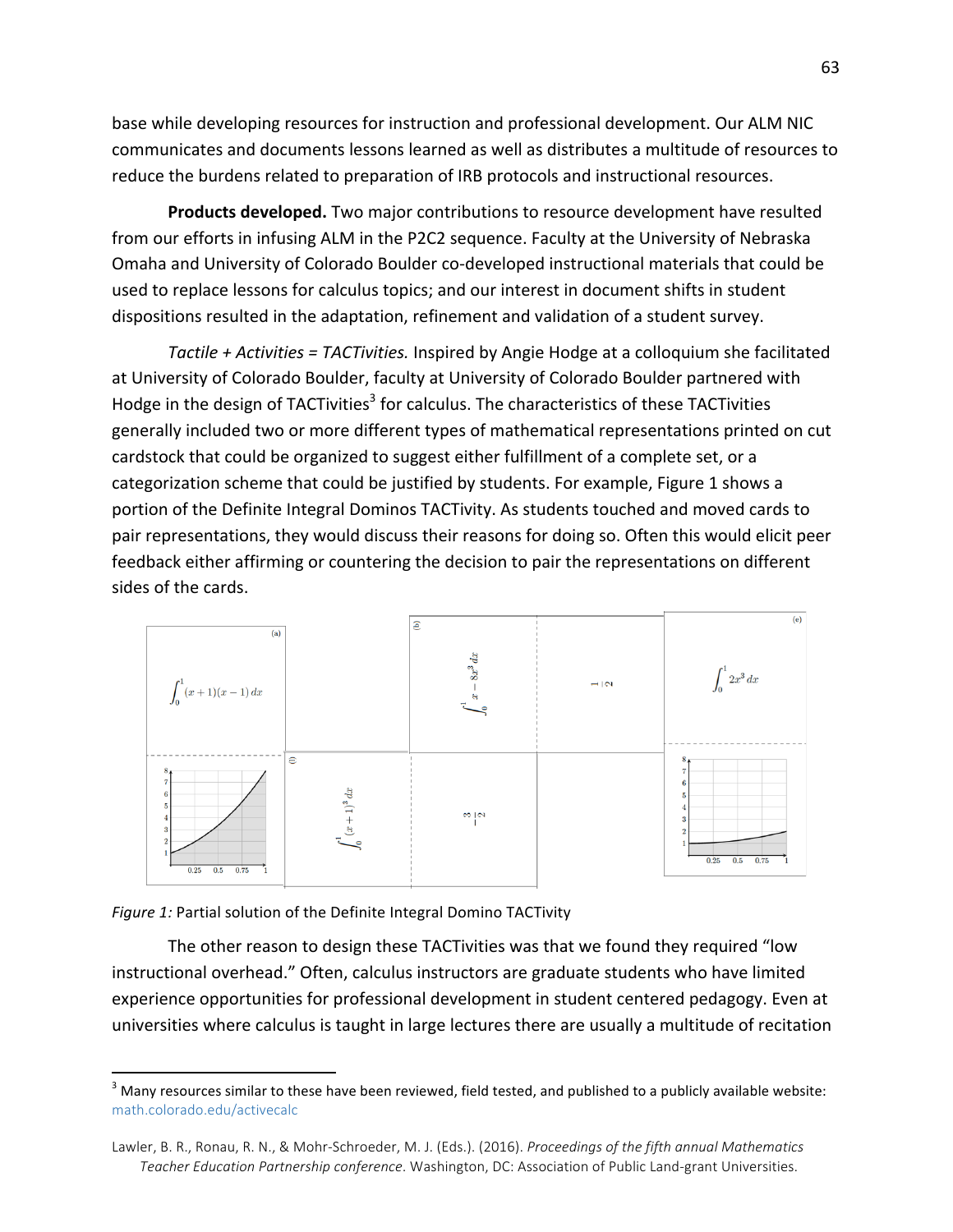base while developing resources for instruction and professional development. Our ALM NIC communicates and documents lessons learned as well as distributes a multitude of resources to reduce the burdens related to preparation of IRB protocols and instructional resources.

**Products developed.** Two major contributions to resource development have resulted from our efforts in infusing ALM in the P2C2 sequence. Faculty at the University of Nebraska Omaha and University of Colorado Boulder co-developed instructional materials that could be used to replace lessons for calculus topics; and our interest in document shifts in student dispositions resulted in the adaptation, refinement and validation of a student survey.

*Tactile + Activities = TACTivities.* Inspired by Angie Hodge at a colloquium she facilitated at University of Colorado Boulder, faculty at University of Colorado Boulder partnered with Hodge in the design of TACTivities[3] for calculus. The characteristics of these TACTivities generally included two or more different types of mathematical representations printed on cut cardstock that could be organized to suggest either fulfillment of a complete set, or a categorization scheme that could be justified by students. For example, Figure 1 shows a portion of the Definite Integral Dominos TACTivity. As students touched and moved cards to pair representations, they would discuss their reasons for doing so. Often this would elicit peer feedback either affirming or countering the decision to pair the representations on different sides of the cards.

*Figure 1:* Partial solution of the Definite Integral Domino TACTivity

The other reason to design these TACTivities was that we found they required "low instructional overhead." Often, calculus instructors are graduate students who have limited experience opportunities for professional development in student centered pedagogy. Even at universities where calculus is taught in large lectures there are usually a multitude of recitation

[3] Many resources similar to these have been reviewed, field tested, and published to a publicly available website: math.colorado.edu/activecalc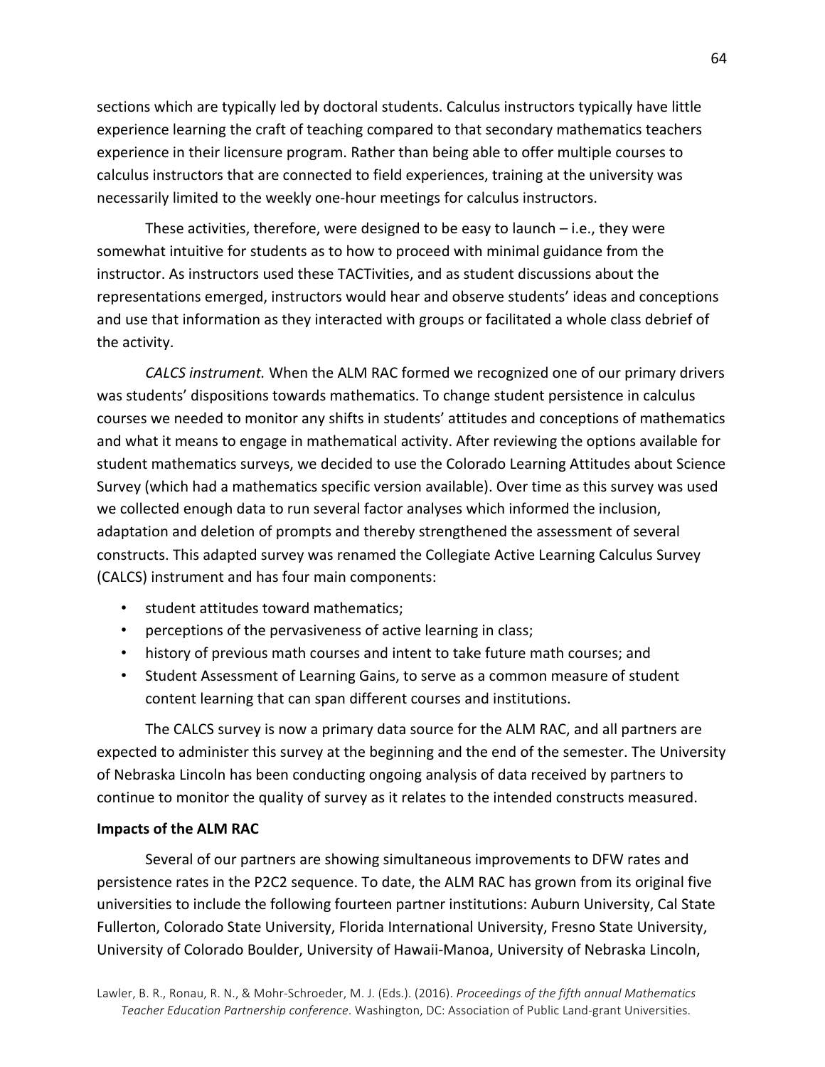sections which are typically led by doctoral students. Calculus instructors typically have little experience learning the craft of teaching compared to that secondary mathematics teachers experience in their licensure program. Rather than being able to offer multiple courses to calculus instructors that are connected to field experiences, training at the university was necessarily limited to the weekly one-hour meetings for calculus instructors.

These activities, therefore, were designed to be easy to launch – i.e., they were somewhat intuitive for students as to how to proceed with minimal guidance from the instructor. As instructors used these TACTivities, and as student discussions about the representations emerged, instructors would hear and observe students' ideas and conceptions and use that information as they interacted with groups or facilitated a whole class debrief of the activity.

*CALCS instrument.* When the ALM RAC formed we recognized one of our primary drivers was students' dispositions towards mathematics. To change student persistence in calculus courses we needed to monitor any shifts in students' attitudes and conceptions of mathematics and what it means to engage in mathematical activity. After reviewing the options available for student mathematics surveys, we decided to use the Colorado Learning Attitudes about Science Survey (which had a mathematics specific version available). Over time as this survey was used we collected enough data to run several factor analyses which informed the inclusion, adaptation and deletion of prompts and thereby strengthened the assessment of several constructs. This adapted survey was renamed the Collegiate Active Learning Calculus Survey (CALCS) instrument and has four main components:

- student attitudes toward mathematics;
- perceptions of the pervasiveness of active learning in class;
- history of previous math courses and intent to take future math courses; and
- Student Assessment of Learning Gains, to serve as a common measure of student content learning that can span different courses and institutions.

The CALCS survey is now a primary data source for the ALM RAC, and all partners are expected to administer this survey at the beginning and the end of the semester. The University of Nebraska Lincoln has been conducting ongoing analysis of data received by partners to continue to monitor the quality of survey as it relates to the intended constructs measured.

**Impacts of the ALM RAC**

Several of our partners are showing simultaneous improvements to DFW rates and persistence rates in the P2C2 sequence. To date, the ALM RAC has grown from its original five universities to include the following fourteen partner institutions: Auburn University, Cal State Fullerton, Colorado State University, Florida International University, Fresno State University, University of Colorado Boulder, University of Hawaii-Manoa, University of Nebraska Lincoln,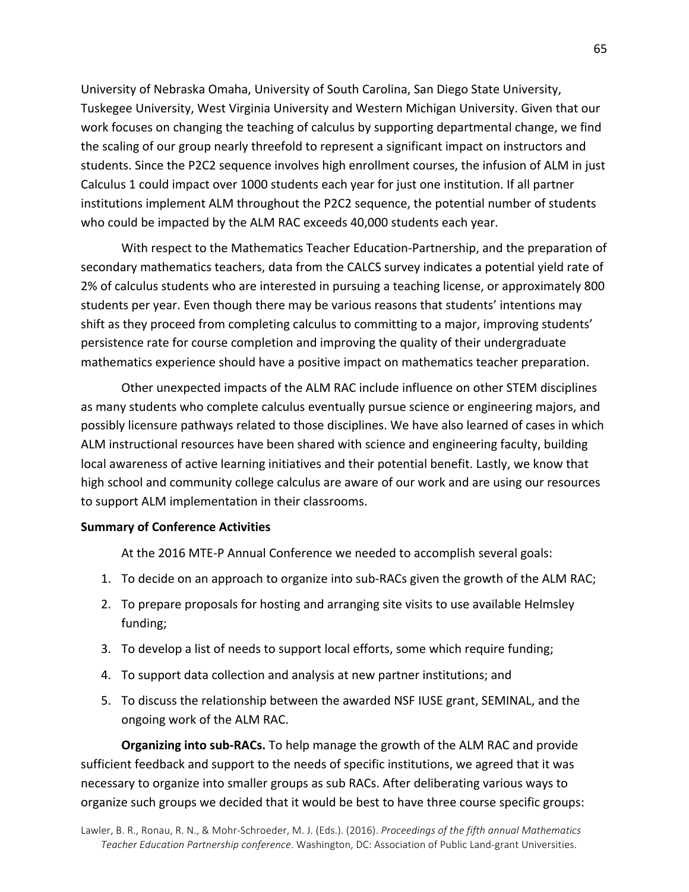University of Nebraska Omaha, University of South Carolina, San Diego State University, Tuskegee University, West Virginia University and Western Michigan University. Given that our work focuses on changing the teaching of calculus by supporting departmental change, we find the scaling of our group nearly threefold to represent a significant impact on instructors and students. Since the P2C2 sequence involves high enrollment courses, the infusion of ALM in just Calculus 1 could impact over 1000 students each year for just one institution. If all partner institutions implement ALM throughout the P2C2 sequence, the potential number of students who could be impacted by the ALM RAC exceeds 40,000 students each year.

With respect to the Mathematics Teacher Education-Partnership, and the preparation of secondary mathematics teachers, data from the CALCS survey indicates a potential yield rate of 2% of calculus students who are interested in pursuing a teaching license, or approximately 800 students per year. Even though there may be various reasons that students' intentions may shift as they proceed from completing calculus to committing to a major, improving students' persistence rate for course completion and improving the quality of their undergraduate mathematics experience should have a positive impact on mathematics teacher preparation.

Other unexpected impacts of the ALM RAC include influence on other STEM disciplines as many students who complete calculus eventually pursue science or engineering majors, and possibly licensure pathways related to those disciplines. We have also learned of cases in which ALM instructional resources have been shared with science and engineering faculty, building local awareness of active learning initiatives and their potential benefit. Lastly, we know that high school and community college calculus are aware of our work and are using our resources to support ALM implementation in their classrooms.

**Summary of Conference Activities**

At the 2016 MTE-P Annual Conference we needed to accomplish several goals:

1. To decide on an approach to organize into sub-RACs given the growth of the ALM RAC;
2. To prepare proposals for hosting and arranging site visits to use available Helmsley funding;
3. To develop a list of needs to support local efforts, some which require funding;
4. To support data collection and analysis at new partner institutions; and
5. To discuss the relationship between the awarded NSF IUSE grant, SEMINAL, and the ongoing work of the ALM RAC.

**Organizing into sub-RACs.** To help manage the growth of the ALM RAC and provide sufficient feedback and support to the needs of specific institutions, we agreed that it was necessary to organize into smaller groups as sub RACs. After deliberating various ways to organize such groups we decided that it would be best to have three course specific groups: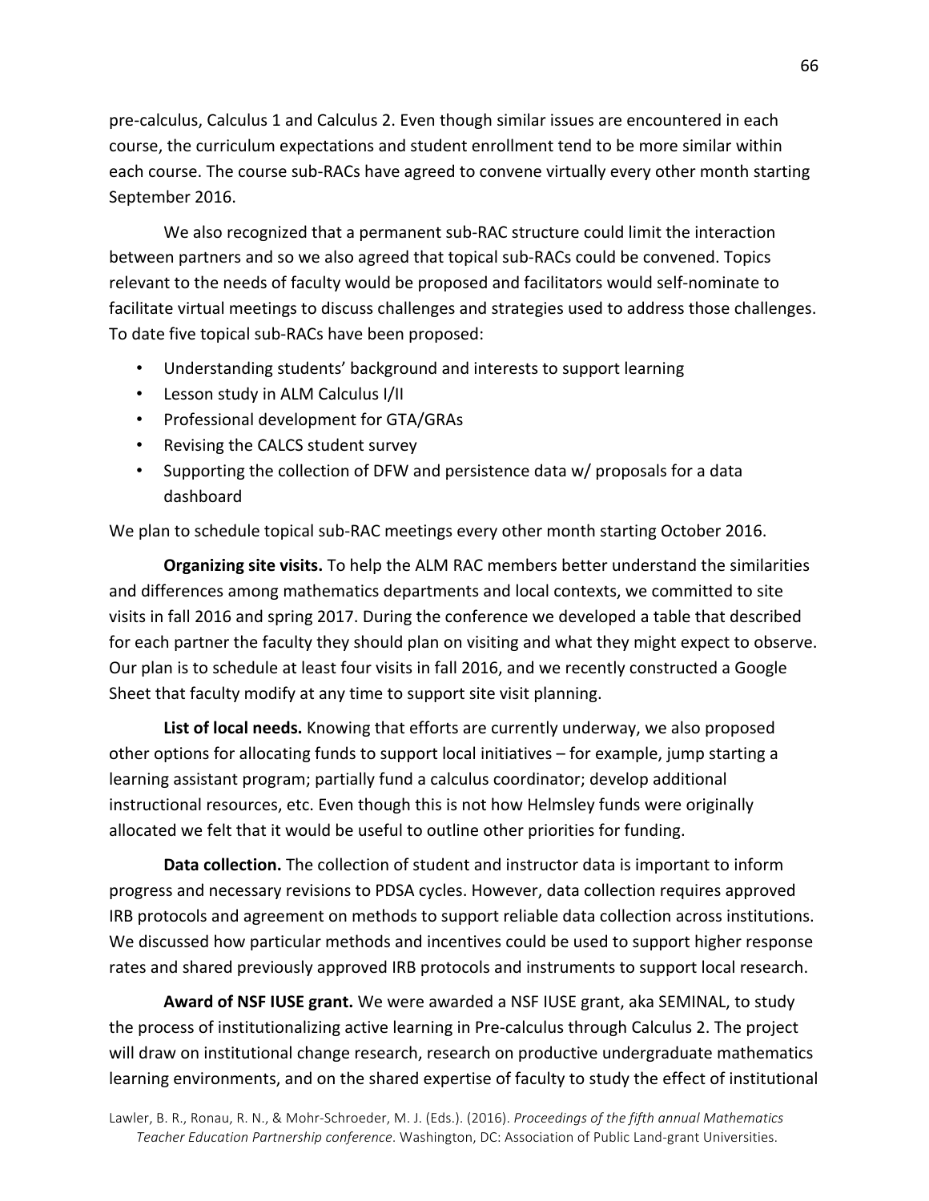pre-calculus, Calculus 1 and Calculus 2. Even though similar issues are encountered in each course, the curriculum expectations and student enrollment tend to be more similar within each course. The course sub-RACs have agreed to convene virtually every other month starting September 2016.

We also recognized that a permanent sub-RAC structure could limit the interaction between partners and so we also agreed that topical sub-RACs could be convened. Topics relevant to the needs of faculty would be proposed and facilitators would self-nominate to facilitate virtual meetings to discuss challenges and strategies used to address those challenges. To date five topical sub-RACs have been proposed:

- Understanding students' background and interests to support learning
- Lesson study in ALM Calculus I/II
- Professional development for GTA/GRAs
- Revising the CALCS student survey
- Supporting the collection of DFW and persistence data w/ proposals for a data dashboard

We plan to schedule topical sub-RAC meetings every other month starting October 2016.

**Organizing site visits.** To help the ALM RAC members better understand the similarities and differences among mathematics departments and local contexts, we committed to site visits in fall 2016 and spring 2017. During the conference we developed a table that described for each partner the faculty they should plan on visiting and what they might expect to observe. Our plan is to schedule at least four visits in fall 2016, and we recently constructed a Google Sheet that faculty modify at any time to support site visit planning.

**List of local needs.** Knowing that efforts are currently underway, we also proposed other options for allocating funds to support local initiatives – for example, jump starting a learning assistant program; partially fund a calculus coordinator; develop additional instructional resources, etc. Even though this is not how Helmsley funds were originally allocated we felt that it would be useful to outline other priorities for funding.

**Data collection.** The collection of student and instructor data is important to inform progress and necessary revisions to PDSA cycles. However, data collection requires approved IRB protocols and agreement on methods to support reliable data collection across institutions. We discussed how particular methods and incentives could be used to support higher response rates and shared previously approved IRB protocols and instruments to support local research.

**Award of NSF IUSE grant.** We were awarded a NSF IUSE grant, aka SEMINAL, to study the process of institutionalizing active learning in Pre-calculus through Calculus 2. The project will draw on institutional change research, research on productive undergraduate mathematics learning environments, and on the shared expertise of faculty to study the effect of institutional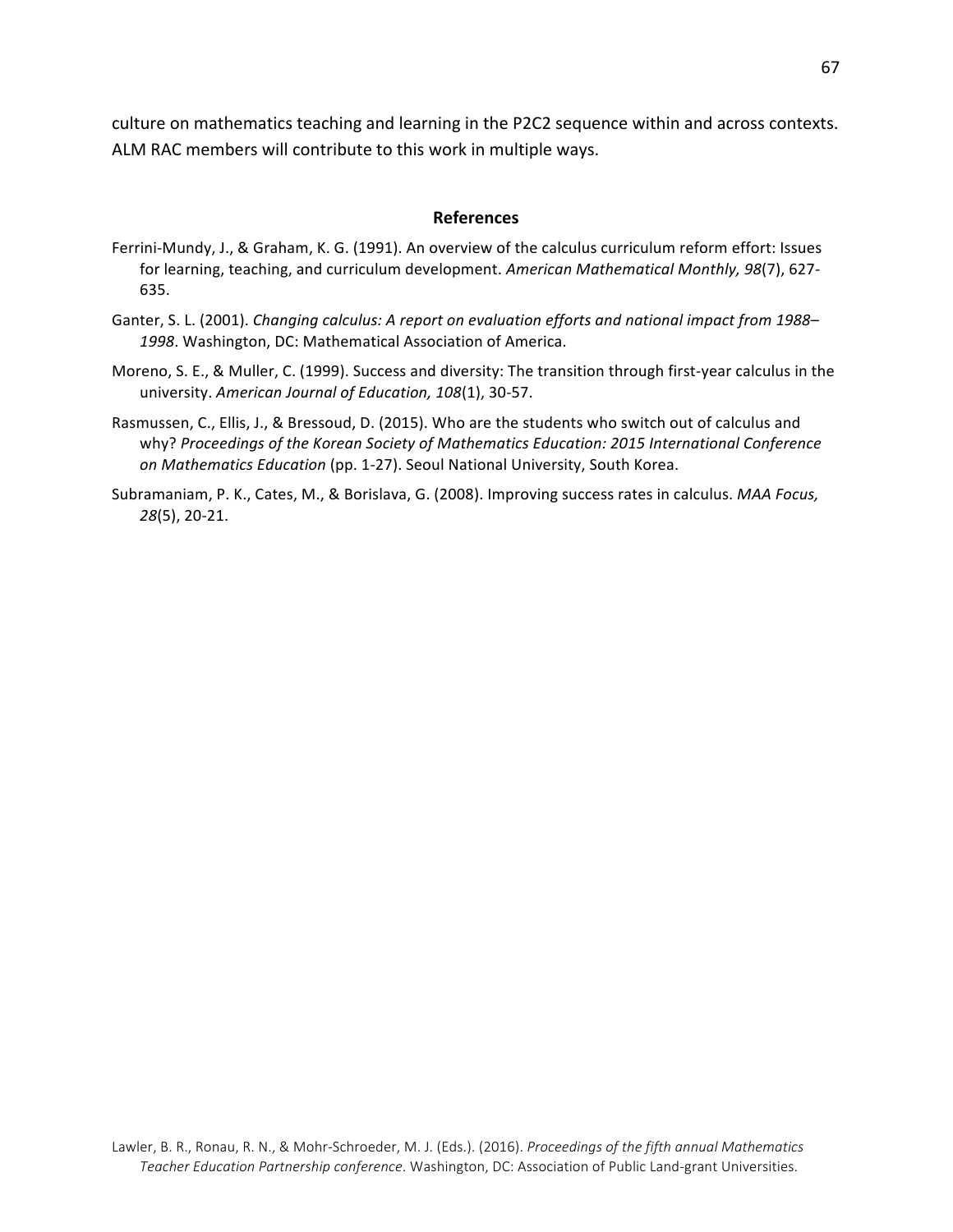culture on mathematics teaching and learning in the P2C2 sequence within and across contexts. ALM RAC members will contribute to this work in multiple ways.

## References

Ferrini-Mundy, J., & Graham, K. G. (1991). An overview of the calculus curriculum reform effort: Issues for learning, teaching, and curriculum development. *American Mathematical Monthly, 98*(7), 627-635.

Ganter, S. L. (2001). *Changing calculus: A report on evaluation efforts and national impact from 1988–1998*. Washington, DC: Mathematical Association of America.

Moreno, S. E., & Muller, C. (1999). Success and diversity: The transition through first-year calculus in the university. *American Journal of Education, 108*(1), 30-57.

Rasmussen, C., Ellis, J., & Bressoud, D. (2015). Who are the students who switch out of calculus and why? *Proceedings of the Korean Society of Mathematics Education: 2015 International Conference on Mathematics Education* (pp. 1-27). Seoul National University, South Korea.

Subramaniam, P. K., Cates, M., & Borislava, G. (2008). Improving success rates in calculus. *MAA Focus, 28*(5), 20-21.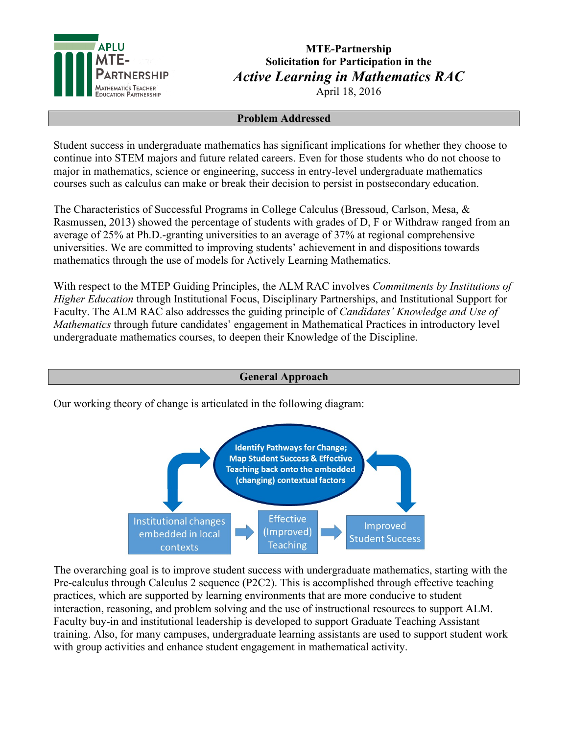**MTE-Partnership**
**Solicitation for Participation in the**
***Active Learning in Mathematics RAC***
April 18, 2016

## Problem Addressed

Student success in undergraduate mathematics has significant implications for whether they choose to continue into STEM majors and future related careers. Even for those students who do not choose to major in mathematics, science or engineering, success in entry-level undergraduate mathematics courses such as calculus can make or break their decision to persist in postsecondary education.

The Characteristics of Successful Programs in College Calculus (Bressoud, Carlson, Mesa, & Rasmussen, 2013) showed the percentage of students with grades of D, F or Withdraw ranged from an average of 25% at Ph.D.-granting universities to an average of 37% at regional comprehensive universities. We are committed to improving students' achievement in and dispositions towards mathematics through the use of models for Actively Learning Mathematics.

With respect to the MTEP Guiding Principles, the ALM RAC involves *Commitments by Institutions of Higher Education* through Institutional Focus, Disciplinary Partnerships, and Institutional Support for Faculty. The ALM RAC also addresses the guiding principle of *Candidates' Knowledge and Use of Mathematics* through future candidates' engagement in Mathematical Practices in introductory level undergraduate mathematics courses, to deepen their Knowledge of the Discipline.

## General Approach

Our working theory of change is articulated in the following diagram:

Identify Pathways for Change; Map Student Success & Effective Teaching back onto the embedded (changing) contextual factors

Institutional changes embedded in local contexts → Effective (Improved) Teaching → Improved Student Success

The overarching goal is to improve student success with undergraduate mathematics, starting with the Pre-calculus through Calculus 2 sequence (P2C2). This is accomplished through effective teaching practices, which are supported by learning environments that are more conducive to student interaction, reasoning, and problem solving and the use of instructional resources to support ALM. Faculty buy-in and institutional leadership is developed to support Graduate Teaching Assistant training. Also, for many campuses, undergraduate learning assistants are used to support student work with group activities and enhance student engagement in mathematical activity.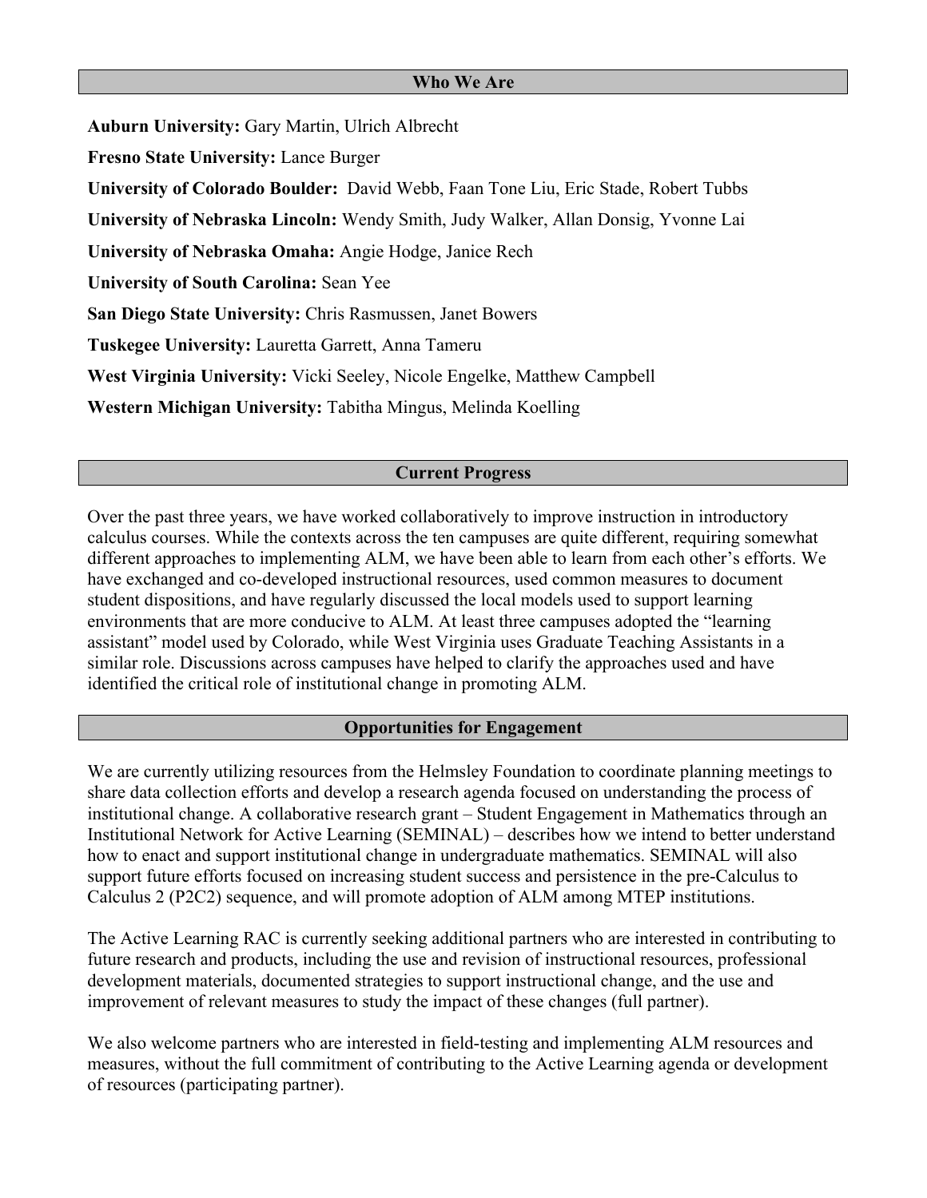## Who We Are

**Auburn University:** Gary Martin, Ulrich Albrecht

**Fresno State University:** Lance Burger

**University of Colorado Boulder:** David Webb, Faan Tone Liu, Eric Stade, Robert Tubbs

**University of Nebraska Lincoln:** Wendy Smith, Judy Walker, Allan Donsig, Yvonne Lai

**University of Nebraska Omaha:** Angie Hodge, Janice Rech

**University of South Carolina:** Sean Yee

**San Diego State University:** Chris Rasmussen, Janet Bowers

**Tuskegee University:** Lauretta Garrett, Anna Tameru

**West Virginia University:** Vicki Seeley, Nicole Engelke, Matthew Campbell

**Western Michigan University:** Tabitha Mingus, Melinda Koelling

## Current Progress

Over the past three years, we have worked collaboratively to improve instruction in introductory calculus courses. While the contexts across the ten campuses are quite different, requiring somewhat different approaches to implementing ALM, we have been able to learn from each other's efforts. We have exchanged and co-developed instructional resources, used common measures to document student dispositions, and have regularly discussed the local models used to support learning environments that are more conducive to ALM. At least three campuses adopted the "learning assistant" model used by Colorado, while West Virginia uses Graduate Teaching Assistants in a similar role. Discussions across campuses have helped to clarify the approaches used and have identified the critical role of institutional change in promoting ALM.

## Opportunities for Engagement

We are currently utilizing resources from the Helmsley Foundation to coordinate planning meetings to share data collection efforts and develop a research agenda focused on understanding the process of institutional change. A collaborative research grant – Student Engagement in Mathematics through an Institutional Network for Active Learning (SEMINAL) – describes how we intend to better understand how to enact and support institutional change in undergraduate mathematics. SEMINAL will also support future efforts focused on increasing student success and persistence in the pre-Calculus to Calculus 2 (P2C2) sequence, and will promote adoption of ALM among MTEP institutions.

The Active Learning RAC is currently seeking additional partners who are interested in contributing to future research and products, including the use and revision of instructional resources, professional development materials, documented strategies to support instructional change, and the use and improvement of relevant measures to study the impact of these changes (full partner).

We also welcome partners who are interested in field-testing and implementing ALM resources and measures, without the full commitment of contributing to the Active Learning agenda or development of resources (participating partner).